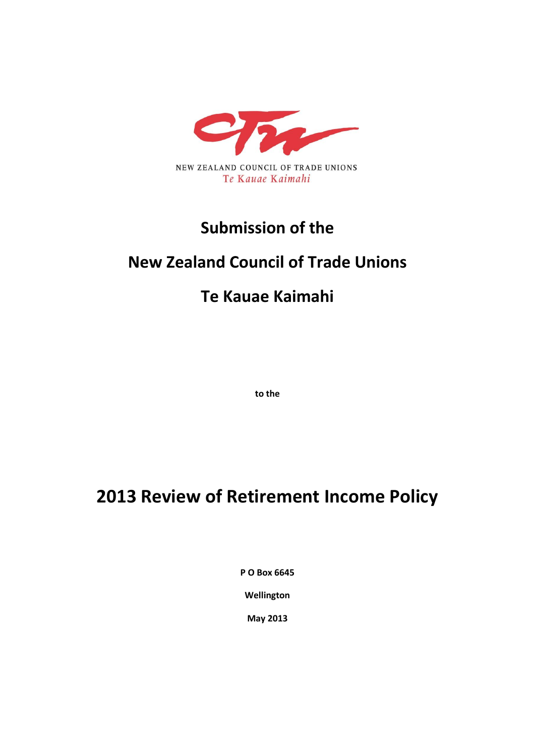NEW ZEALAND COUNCIL OF TRADE UNIONS
Te Kauae Kaimahi

# Submission of the

# New Zealand Council of Trade Unions

# Te Kauae Kaimahi

**to the**

# 2013 Review of Retirement Income Policy

**P O Box 6645**

**Wellington**

**May 2013**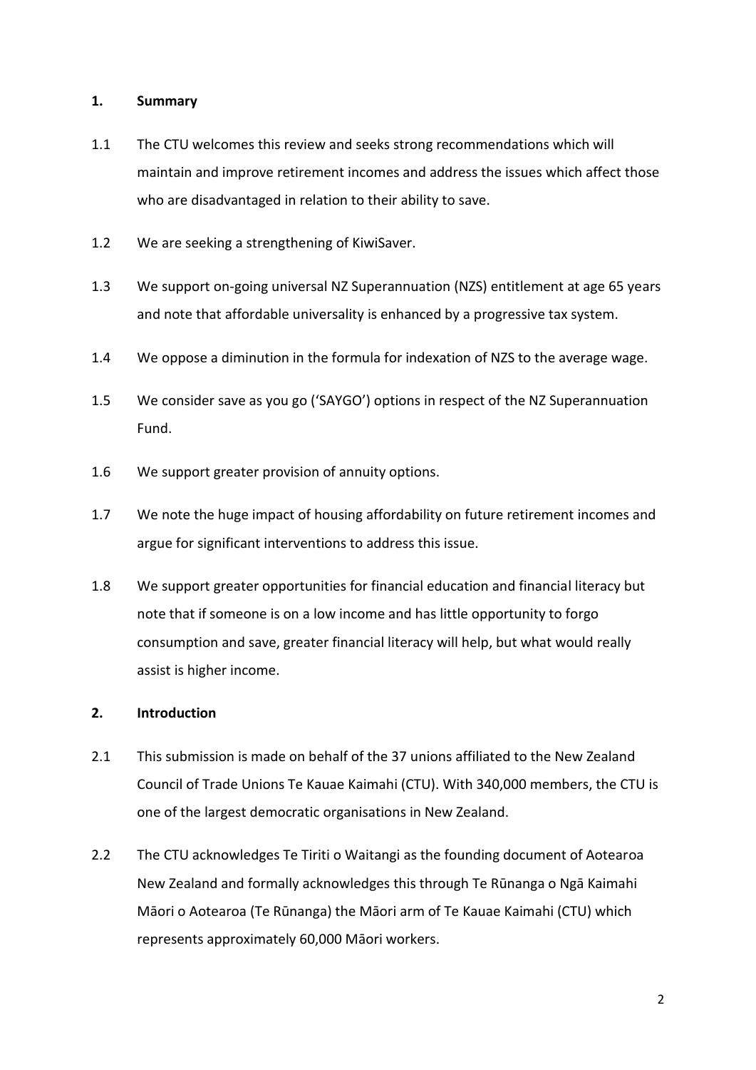## 1. Summary

1.1 The CTU welcomes this review and seeks strong recommendations which will maintain and improve retirement incomes and address the issues which affect those who are disadvantaged in relation to their ability to save.

1.2 We are seeking a strengthening of KiwiSaver.

1.3 We support on-going universal NZ Superannuation (NZS) entitlement at age 65 years and note that affordable universality is enhanced by a progressive tax system.

1.4 We oppose a diminution in the formula for indexation of NZS to the average wage.

1.5 We consider save as you go ('SAYGO') options in respect of the NZ Superannuation Fund.

1.6 We support greater provision of annuity options.

1.7 We note the huge impact of housing affordability on future retirement incomes and argue for significant interventions to address this issue.

1.8 We support greater opportunities for financial education and financial literacy but note that if someone is on a low income and has little opportunity to forgo consumption and save, greater financial literacy will help, but what would really assist is higher income.

## 2. Introduction

2.1 This submission is made on behalf of the 37 unions affiliated to the New Zealand Council of Trade Unions Te Kauae Kaimahi (CTU). With 340,000 members, the CTU is one of the largest democratic organisations in New Zealand.

2.2 The CTU acknowledges Te Tiriti o Waitangi as the founding document of Aotearoa New Zealand and formally acknowledges this through Te Rūnanga o Ngā Kaimahi Māori o Aotearoa (Te Rūnanga) the Māori arm of Te Kauae Kaimahi (CTU) which represents approximately 60,000 Māori workers.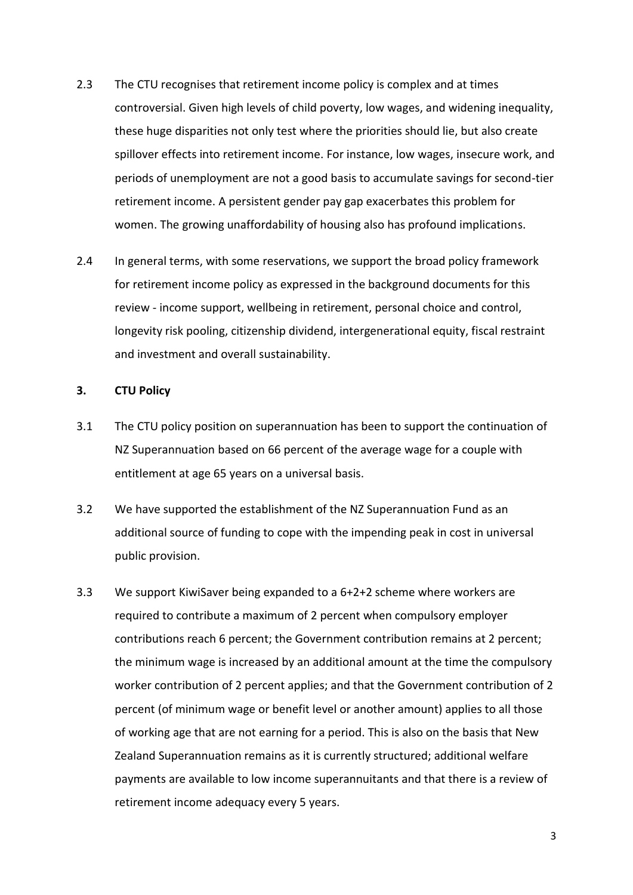2.3 The CTU recognises that retirement income policy is complex and at times controversial. Given high levels of child poverty, low wages, and widening inequality, these huge disparities not only test where the priorities should lie, but also create spillover effects into retirement income. For instance, low wages, insecure work, and periods of unemployment are not a good basis to accumulate savings for second-tier retirement income. A persistent gender pay gap exacerbates this problem for women. The growing unaffordability of housing also has profound implications.

2.4 In general terms, with some reservations, we support the broad policy framework for retirement income policy as expressed in the background documents for this review - income support, wellbeing in retirement, personal choice and control, longevity risk pooling, citizenship dividend, intergenerational equity, fiscal restraint and investment and overall sustainability.

## 3. CTU Policy

3.1 The CTU policy position on superannuation has been to support the continuation of NZ Superannuation based on 66 percent of the average wage for a couple with entitlement at age 65 years on a universal basis.

3.2 We have supported the establishment of the NZ Superannuation Fund as an additional source of funding to cope with the impending peak in cost in universal public provision.

3.3 We support KiwiSaver being expanded to a 6+2+2 scheme where workers are required to contribute a maximum of 2 percent when compulsory employer contributions reach 6 percent; the Government contribution remains at 2 percent; the minimum wage is increased by an additional amount at the time the compulsory worker contribution of 2 percent applies; and that the Government contribution of 2 percent (of minimum wage or benefit level or another amount) applies to all those of working age that are not earning for a period. This is also on the basis that New Zealand Superannuation remains as it is currently structured; additional welfare payments are available to low income superannuitants and that there is a review of retirement income adequacy every 5 years.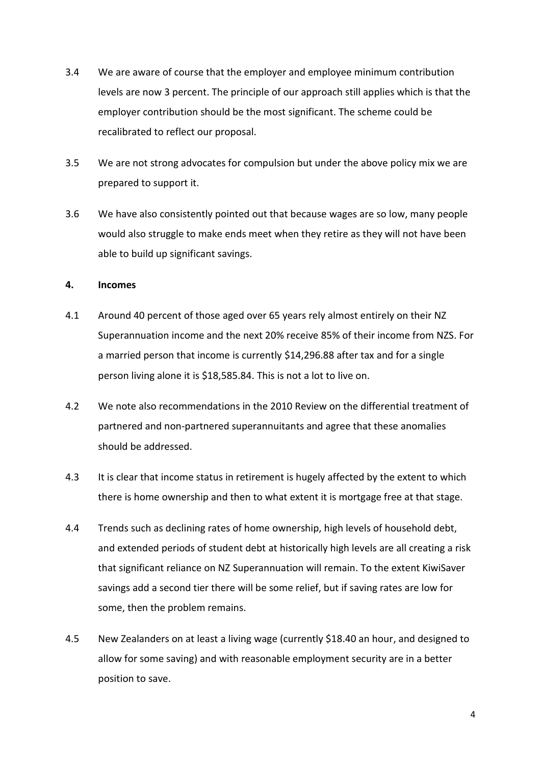3.4 We are aware of course that the employer and employee minimum contribution levels are now 3 percent. The principle of our approach still applies which is that the employer contribution should be the most significant. The scheme could be recalibrated to reflect our proposal.

3.5 We are not strong advocates for compulsion but under the above policy mix we are prepared to support it.

3.6 We have also consistently pointed out that because wages are so low, many people would also struggle to make ends meet when they retire as they will not have been able to build up significant savings.

## 4. Incomes

4.1 Around 40 percent of those aged over 65 years rely almost entirely on their NZ Superannuation income and the next 20% receive 85% of their income from NZS. For a married person that income is currently $14,296.88 after tax and for a single person living alone it is $18,585.84. This is not a lot to live on.

4.2 We note also recommendations in the 2010 Review on the differential treatment of partnered and non-partnered superannuitants and agree that these anomalies should be addressed.

4.3 It is clear that income status in retirement is hugely affected by the extent to which there is home ownership and then to what extent it is mortgage free at that stage.

4.4 Trends such as declining rates of home ownership, high levels of household debt, and extended periods of student debt at historically high levels are all creating a risk that significant reliance on NZ Superannuation will remain. To the extent KiwiSaver savings add a second tier there will be some relief, but if saving rates are low for some, then the problem remains.

4.5 New Zealanders on at least a living wage (currently $18.40 an hour, and designed to allow for some saving) and with reasonable employment security are in a better position to save.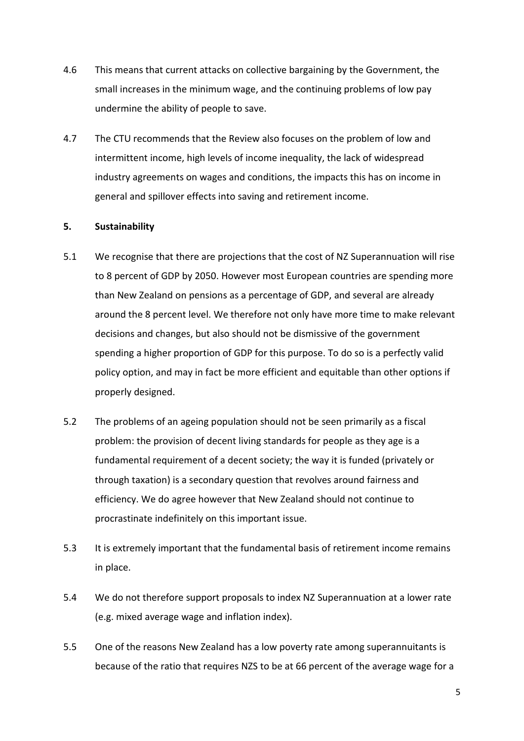4.6 This means that current attacks on collective bargaining by the Government, the small increases in the minimum wage, and the continuing problems of low pay undermine the ability of people to save.

4.7 The CTU recommends that the Review also focuses on the problem of low and intermittent income, high levels of income inequality, the lack of widespread industry agreements on wages and conditions, the impacts this has on income in general and spillover effects into saving and retirement income.

## 5. Sustainability

5.1 We recognise that there are projections that the cost of NZ Superannuation will rise to 8 percent of GDP by 2050. However most European countries are spending more than New Zealand on pensions as a percentage of GDP, and several are already around the 8 percent level. We therefore not only have more time to make relevant decisions and changes, but also should not be dismissive of the government spending a higher proportion of GDP for this purpose. To do so is a perfectly valid policy option, and may in fact be more efficient and equitable than other options if properly designed.

5.2 The problems of an ageing population should not be seen primarily as a fiscal problem: the provision of decent living standards for people as they age is a fundamental requirement of a decent society; the way it is funded (privately or through taxation) is a secondary question that revolves around fairness and efficiency. We do agree however that New Zealand should not continue to procrastinate indefinitely on this important issue.

5.3 It is extremely important that the fundamental basis of retirement income remains in place.

5.4 We do not therefore support proposals to index NZ Superannuation at a lower rate (e.g. mixed average wage and inflation index).

5.5 One of the reasons New Zealand has a low poverty rate among superannuitants is because of the ratio that requires NZS to be at 66 percent of the average wage for a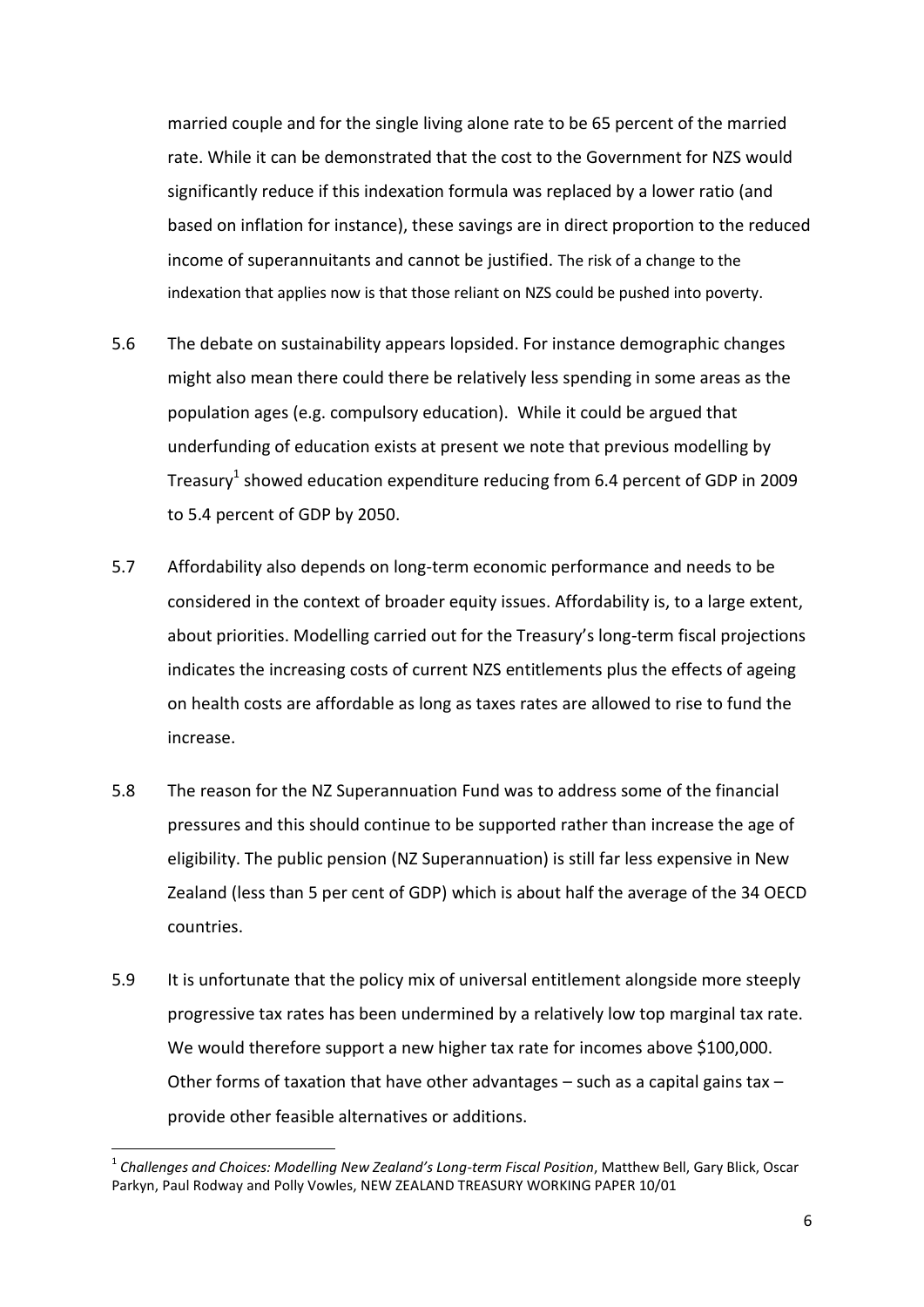married couple and for the single living alone rate to be 65 percent of the married rate. While it can be demonstrated that the cost to the Government for NZS would significantly reduce if this indexation formula was replaced by a lower ratio (and based on inflation for instance), these savings are in direct proportion to the reduced income of superannuitants and cannot be justified. The risk of a change to the indexation that applies now is that those reliant on NZS could be pushed into poverty.

5.6 The debate on sustainability appears lopsided. For instance demographic changes might also mean there could there be relatively less spending in some areas as the population ages (e.g. compulsory education). While it could be argued that underfunding of education exists at present we note that previous modelling by Treasury[1] showed education expenditure reducing from 6.4 percent of GDP in 2009 to 5.4 percent of GDP by 2050.

5.7 Affordability also depends on long-term economic performance and needs to be considered in the context of broader equity issues. Affordability is, to a large extent, about priorities. Modelling carried out for the Treasury's long-term fiscal projections indicates the increasing costs of current NZS entitlements plus the effects of ageing on health costs are affordable as long as taxes rates are allowed to rise to fund the increase.

5.8 The reason for the NZ Superannuation Fund was to address some of the financial pressures and this should continue to be supported rather than increase the age of eligibility. The public pension (NZ Superannuation) is still far less expensive in New Zealand (less than 5 per cent of GDP) which is about half the average of the 34 OECD countries.

5.9 It is unfortunate that the policy mix of universal entitlement alongside more steeply progressive tax rates has been undermined by a relatively low top marginal tax rate. We would therefore support a new higher tax rate for incomes above $100,000. Other forms of taxation that have other advantages – such as a capital gains tax – provide other feasible alternatives or additions.

[1] *Challenges and Choices: Modelling New Zealand's Long-term Fiscal Position*, Matthew Bell, Gary Blick, Oscar Parkyn, Paul Rodway and Polly Vowles, NEW ZEALAND TREASURY WORKING PAPER 10/01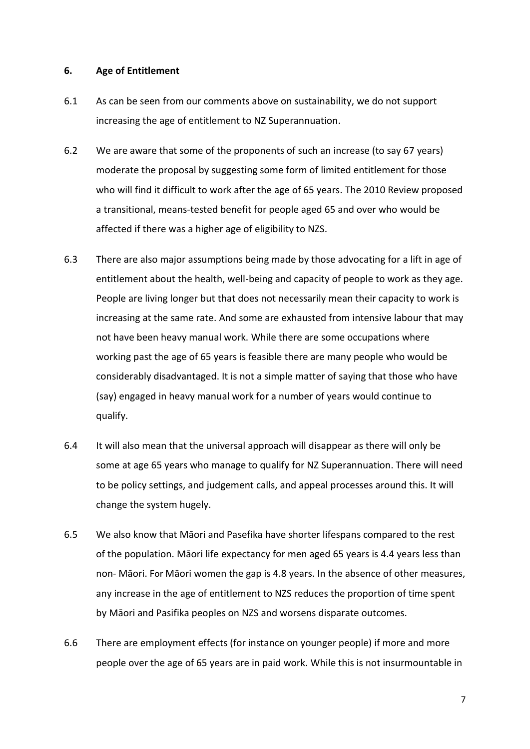## 6. Age of Entitlement

6.1 As can be seen from our comments above on sustainability, we do not support increasing the age of entitlement to NZ Superannuation.

6.2 We are aware that some of the proponents of such an increase (to say 67 years) moderate the proposal by suggesting some form of limited entitlement for those who will find it difficult to work after the age of 65 years. The 2010 Review proposed a transitional, means-tested benefit for people aged 65 and over who would be affected if there was a higher age of eligibility to NZS.

6.3 There are also major assumptions being made by those advocating for a lift in age of entitlement about the health, well-being and capacity of people to work as they age. People are living longer but that does not necessarily mean their capacity to work is increasing at the same rate. And some are exhausted from intensive labour that may not have been heavy manual work. While there are some occupations where working past the age of 65 years is feasible there are many people who would be considerably disadvantaged. It is not a simple matter of saying that those who have (say) engaged in heavy manual work for a number of years would continue to qualify.

6.4 It will also mean that the universal approach will disappear as there will only be some at age 65 years who manage to qualify for NZ Superannuation. There will need to be policy settings, and judgement calls, and appeal processes around this. It will change the system hugely.

6.5 We also know that Māori and Pasefika have shorter lifespans compared to the rest of the population. Māori life expectancy for men aged 65 years is 4.4 years less than non- Māori. For Māori women the gap is 4.8 years. In the absence of other measures, any increase in the age of entitlement to NZS reduces the proportion of time spent by Māori and Pasifika peoples on NZS and worsens disparate outcomes.

6.6 There are employment effects (for instance on younger people) if more and more people over the age of 65 years are in paid work. While this is not insurmountable in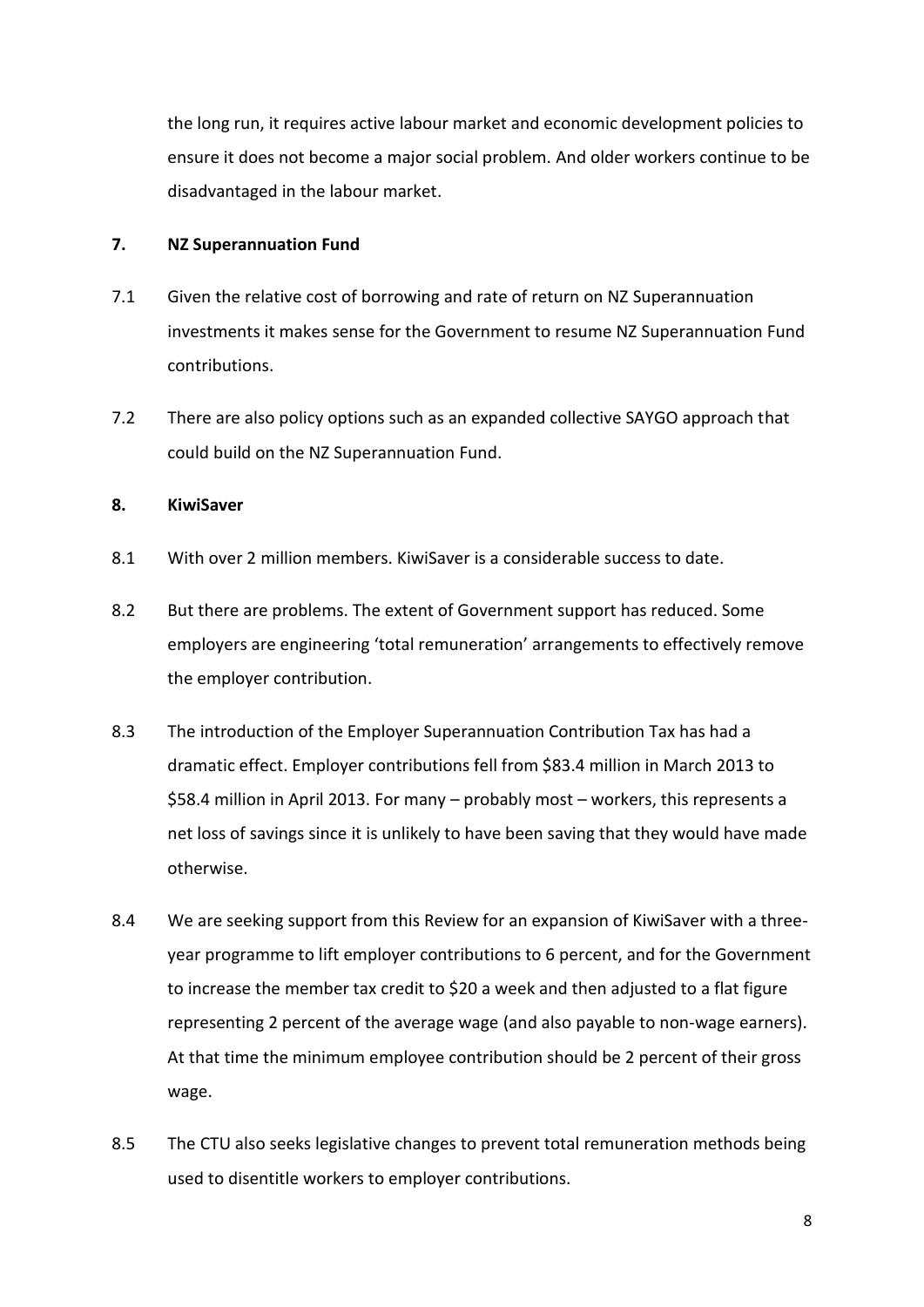the long run, it requires active labour market and economic development policies to ensure it does not become a major social problem. And older workers continue to be disadvantaged in the labour market.

## 7. NZ Superannuation Fund

7.1 Given the relative cost of borrowing and rate of return on NZ Superannuation investments it makes sense for the Government to resume NZ Superannuation Fund contributions.

7.2 There are also policy options such as an expanded collective SAYGO approach that could build on the NZ Superannuation Fund.

## 8. KiwiSaver

8.1 With over 2 million members. KiwiSaver is a considerable success to date.

8.2 But there are problems. The extent of Government support has reduced. Some employers are engineering 'total remuneration' arrangements to effectively remove the employer contribution.

8.3 The introduction of the Employer Superannuation Contribution Tax has had a dramatic effect. Employer contributions fell from $83.4 million in March 2013 to $58.4 million in April 2013. For many – probably most – workers, this represents a net loss of savings since it is unlikely to have been saving that they would have made otherwise.

8.4 We are seeking support from this Review for an expansion of KiwiSaver with a three-year programme to lift employer contributions to 6 percent, and for the Government to increase the member tax credit to $20 a week and then adjusted to a flat figure representing 2 percent of the average wage (and also payable to non-wage earners). At that time the minimum employee contribution should be 2 percent of their gross wage.

8.5 The CTU also seeks legislative changes to prevent total remuneration methods being used to disentitle workers to employer contributions.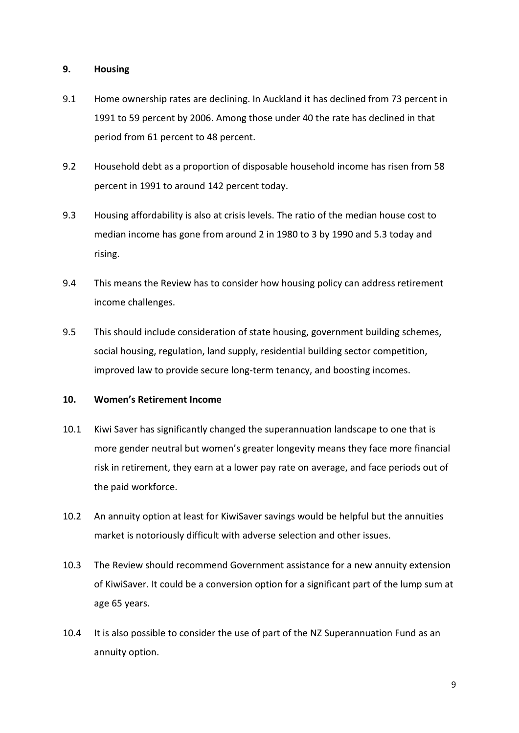## 9. Housing

9.1 Home ownership rates are declining. In Auckland it has declined from 73 percent in 1991 to 59 percent by 2006. Among those under 40 the rate has declined in that period from 61 percent to 48 percent.

9.2 Household debt as a proportion of disposable household income has risen from 58 percent in 1991 to around 142 percent today.

9.3 Housing affordability is also at crisis levels. The ratio of the median house cost to median income has gone from around 2 in 1980 to 3 by 1990 and 5.3 today and rising.

9.4 This means the Review has to consider how housing policy can address retirement income challenges.

9.5 This should include consideration of state housing, government building schemes, social housing, regulation, land supply, residential building sector competition, improved law to provide secure long-term tenancy, and boosting incomes.

## 10. Women's Retirement Income

10.1 Kiwi Saver has significantly changed the superannuation landscape to one that is more gender neutral but women's greater longevity means they face more financial risk in retirement, they earn at a lower pay rate on average, and face periods out of the paid workforce.

10.2 An annuity option at least for KiwiSaver savings would be helpful but the annuities market is notoriously difficult with adverse selection and other issues.

10.3 The Review should recommend Government assistance for a new annuity extension of KiwiSaver. It could be a conversion option for a significant part of the lump sum at age 65 years.

10.4 It is also possible to consider the use of part of the NZ Superannuation Fund as an annuity option.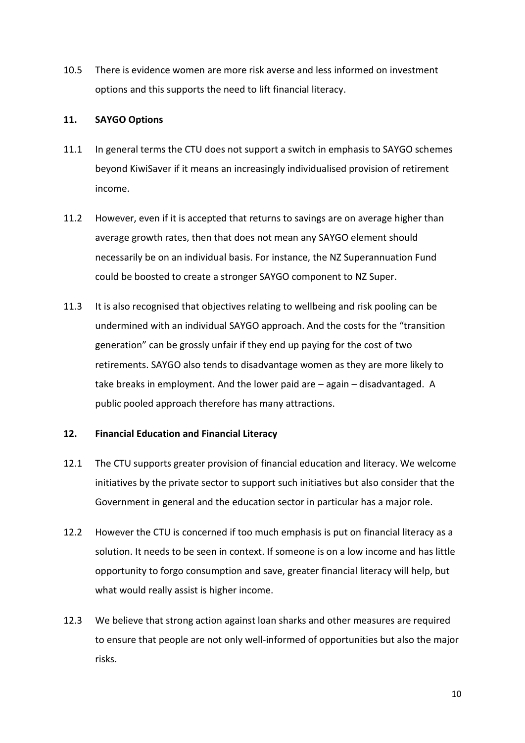10.5 There is evidence women are more risk averse and less informed on investment options and this supports the need to lift financial literacy.

## 11. SAYGO Options

11.1 In general terms the CTU does not support a switch in emphasis to SAYGO schemes beyond KiwiSaver if it means an increasingly individualised provision of retirement income.

11.2 However, even if it is accepted that returns to savings are on average higher than average growth rates, then that does not mean any SAYGO element should necessarily be on an individual basis. For instance, the NZ Superannuation Fund could be boosted to create a stronger SAYGO component to NZ Super.

11.3 It is also recognised that objectives relating to wellbeing and risk pooling can be undermined with an individual SAYGO approach. And the costs for the "transition generation" can be grossly unfair if they end up paying for the cost of two retirements. SAYGO also tends to disadvantage women as they are more likely to take breaks in employment. And the lower paid are – again – disadvantaged. A public pooled approach therefore has many attractions.

## 12. Financial Education and Financial Literacy

12.1 The CTU supports greater provision of financial education and literacy. We welcome initiatives by the private sector to support such initiatives but also consider that the Government in general and the education sector in particular has a major role.

12.2 However the CTU is concerned if too much emphasis is put on financial literacy as a solution. It needs to be seen in context. If someone is on a low income and has little opportunity to forgo consumption and save, greater financial literacy will help, but what would really assist is higher income.

12.3 We believe that strong action against loan sharks and other measures are required to ensure that people are not only well-informed of opportunities but also the major risks.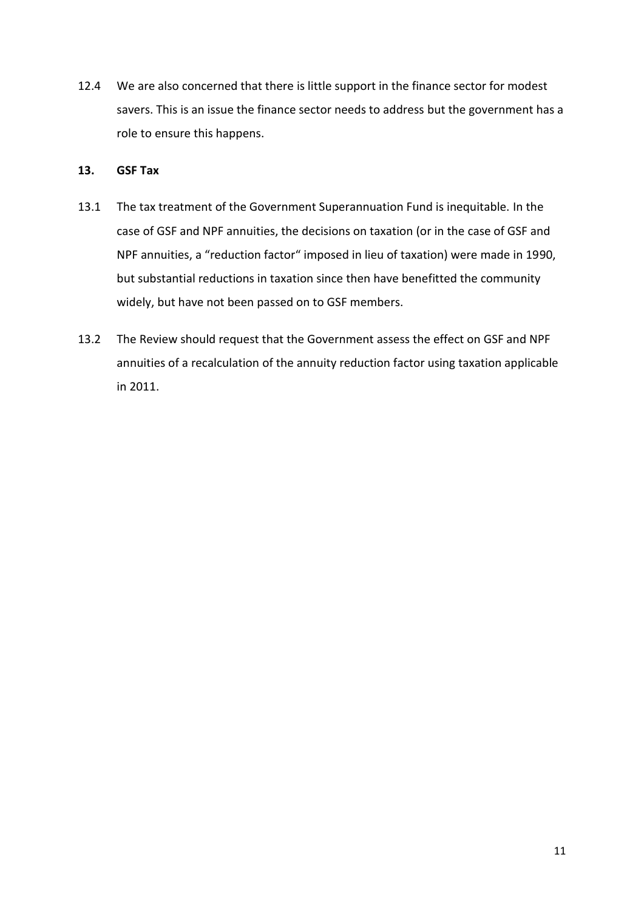12.4 We are also concerned that there is little support in the finance sector for modest savers. This is an issue the finance sector needs to address but the government has a role to ensure this happens.

## 13. GSF Tax

13.1 The tax treatment of the Government Superannuation Fund is inequitable. In the case of GSF and NPF annuities, the decisions on taxation (or in the case of GSF and NPF annuities, a "reduction factor" imposed in lieu of taxation) were made in 1990, but substantial reductions in taxation since then have benefitted the community widely, but have not been passed on to GSF members.

13.2 The Review should request that the Government assess the effect on GSF and NPF annuities of a recalculation of the annuity reduction factor using taxation applicable in 2011.